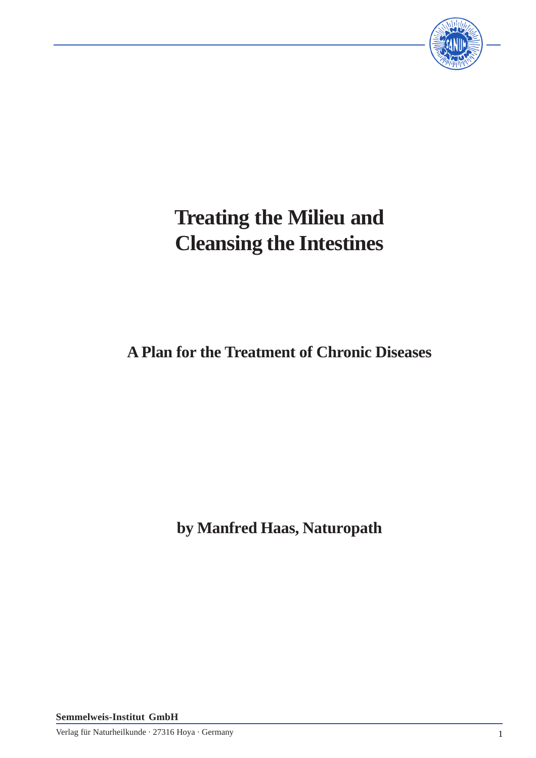# Treating the Milieu and Cleansing the Intestines

## A Plan for the Treatment of Chronic Diseases

**by Manfred Haas, Naturopath**

**Semmelweis-Institut GmbH**

Verlag für Naturheilkunde · 27316 Hoya · Germany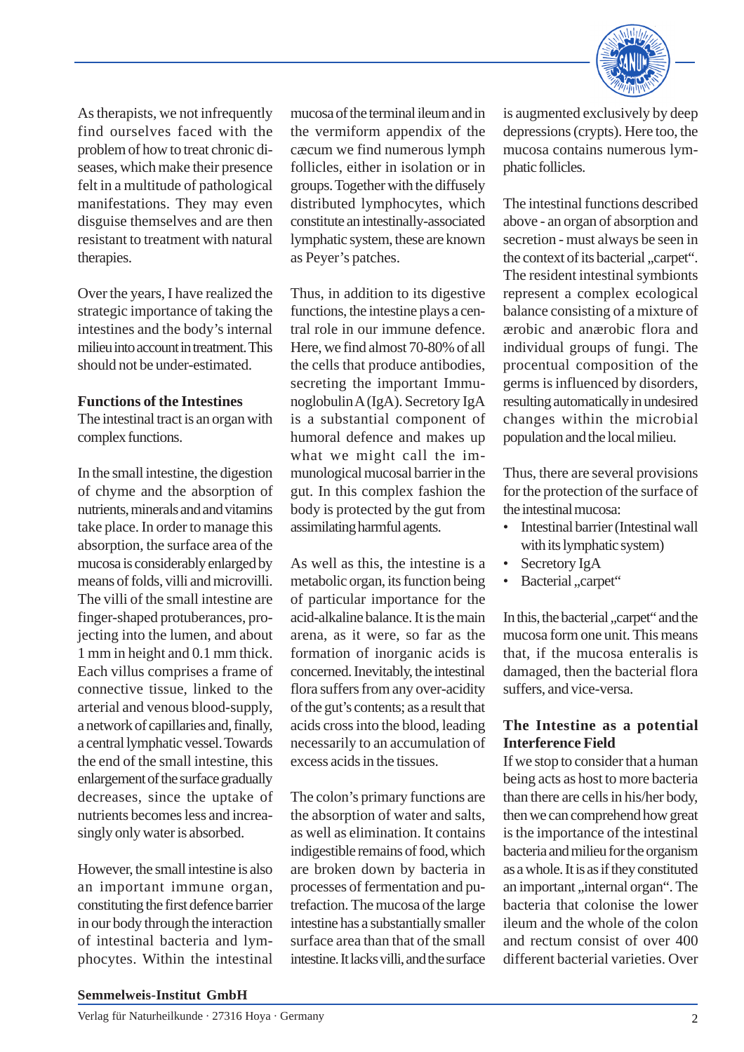As therapists, we not infrequently find ourselves faced with the problem of how to treat chronic diseases, which make their presence felt in a multitude of pathological manifestations. They may even disguise themselves and are then resistant to treatment with natural therapies.

Over the years, I have realized the strategic importance of taking the intestines and the body's internal milieu into account in treatment. This should not be under-estimated.

## Functions of the Intestines

The intestinal tract is an organ with complex functions.

In the small intestine, the digestion of chyme and the absorption of nutrients, minerals and and vitamins take place. In order to manage this absorption, the surface area of the mucosa is considerably enlarged by means of folds, villi and microvilli. The villi of the small intestine are finger-shaped protuberances, projecting into the lumen, and about 1 mm in height and 0.1 mm thick. Each villus comprises a frame of connective tissue, linked to the arterial and venous blood-supply, a network of capillaries and, finally, a central lymphatic vessel. Towards the end of the small intestine, this enlargement of the surface gradually decreases, since the uptake of nutrients becomes less and increasingly only water is absorbed.

However, the small intestine is also an important immune organ, constituting the first defence barrier in our body through the interaction of intestinal bacteria and lymphocytes. Within the intestinal mucosa of the terminal ileum and in the vermiform appendix of the cæcum we find numerous lymph follicles, either in isolation or in groups. Together with the diffusely distributed lymphocytes, which constitute an intestinally-associated lymphatic system, these are known as Peyer's patches.

Thus, in addition to its digestive functions, the intestine plays a central role in our immune defence. Here, we find almost 70-80% of all the cells that produce antibodies, secreting the important Immunoglobulin A (IgA). Secretory IgA is a substantial component of humoral defence and makes up what we might call the immunological mucosal barrier in the gut. In this complex fashion the body is protected by the gut from assimilating harmful agents.

As well as this, the intestine is a metabolic organ, its function being of particular importance for the acid-alkaline balance. It is the main arena, as it were, so far as the formation of inorganic acids is concerned. Inevitably, the intestinal flora suffers from any over-acidity of the gut's contents; as a result that acids cross into the blood, leading necessarily to an accumulation of excess acids in the tissues.

The colon's primary functions are the absorption of water and salts, as well as elimination. It contains indigestible remains of food, which are broken down by bacteria in processes of fermentation and putrefaction. The mucosa of the large intestine has a substantially smaller surface area than that of the small intestine. It lacks villi, and the surface is augmented exclusively by deep depressions (crypts). Here too, the mucosa contains numerous lymphatic follicles.

The intestinal functions described above - an organ of absorption and secretion - must always be seen in the context of its bacterial „carpet". The resident intestinal symbionts represent a complex ecological balance consisting of a mixture of ærobic and anærobic flora and individual groups of fungi. The procentual composition of the germs is influenced by disorders, resulting automatically in undesired changes within the microbial population and the local milieu.

Thus, there are several provisions for the protection of the surface of the intestinal mucosa:

- Intestinal barrier (Intestinal wall with its lymphatic system)
- Secretory IgA
- Bacterial „carpet"

In this, the bacterial „carpet" and the mucosa form one unit. This means that, if the mucosa enteralis is damaged, then the bacterial flora suffers, and vice-versa.

## The Intestine as a potential Interference Field

If we stop to consider that a human being acts as host to more bacteria than there are cells in his/her body, then we can comprehend how great is the importance of the intestinal bacteria and milieu for the organism as a whole. It is as if they constituted an important „internal organ". The bacteria that colonise the lower ileum and the whole of the colon and rectum consist of over 400 different bacterial varieties. Over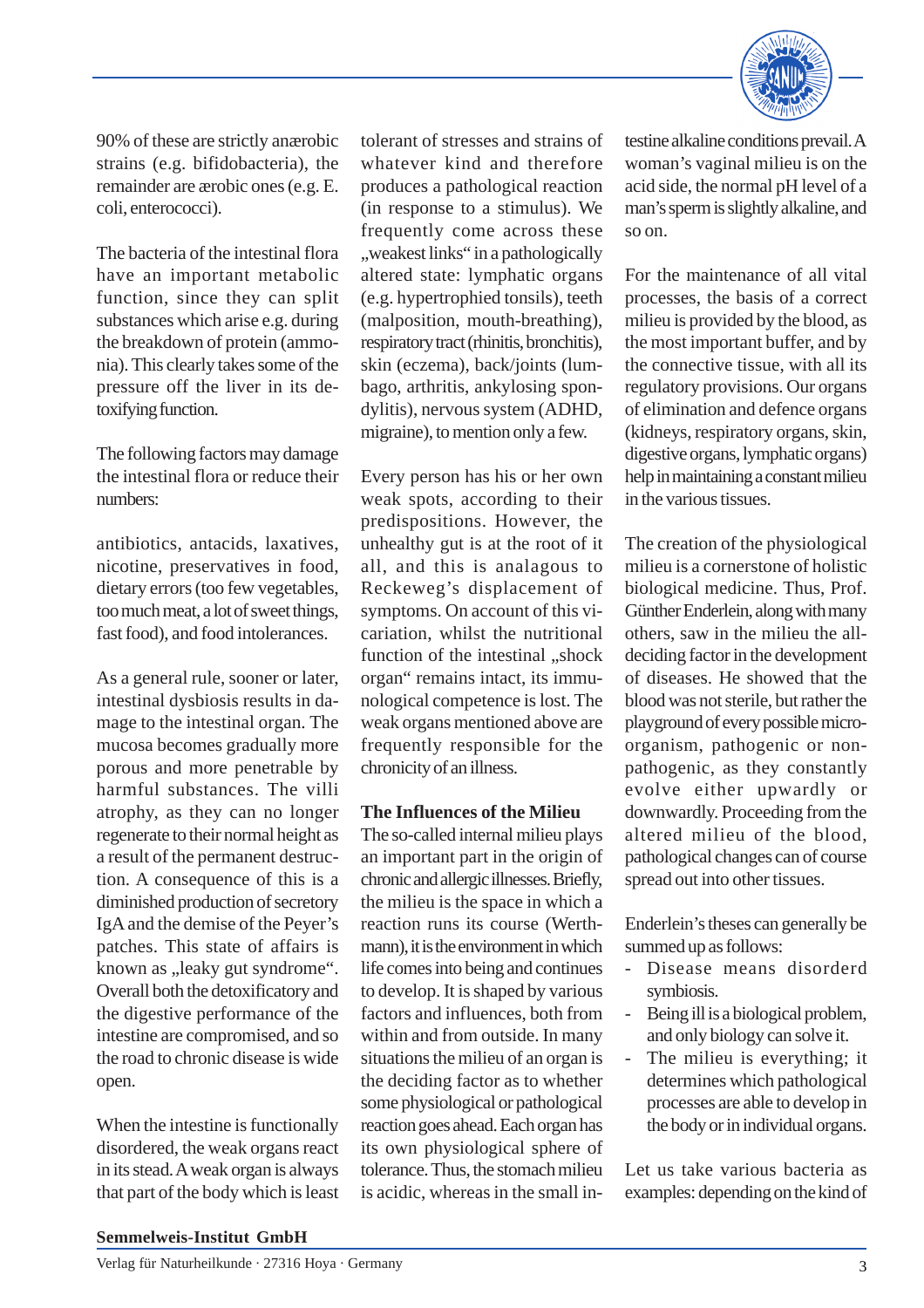90% of these are strictly anærobic strains (e.g. bifidobacteria), the remainder are ærobic ones (e.g. E. coli, enterococci).

The bacteria of the intestinal flora have an important metabolic function, since they can split substances which arise e.g. during the breakdown of protein (ammonia). This clearly takes some of the pressure off the liver in its detoxifying function.

The following factors may damage the intestinal flora or reduce their numbers:

antibiotics, antacids, laxatives, nicotine, preservatives in food, dietary errors (too few vegetables, too much meat, a lot of sweet things, fast food), and food intolerances.

As a general rule, sooner or later, intestinal dysbiosis results in damage to the intestinal organ. The mucosa becomes gradually more porous and more penetrable by harmful substances. The villi atrophy, as they can no longer regenerate to their normal height as a result of the permanent destruction. A consequence of this is a diminished production of secretory IgA and the demise of the Peyer's patches. This state of affairs is known as „leaky gut syndrome". Overall both the detoxificatory and the digestive performance of the intestine are compromised, and so the road to chronic disease is wide open.

When the intestine is functionally disordered, the weak organs react in its stead. A weak organ is always that part of the body which is least tolerant of stresses and strains of whatever kind and therefore produces a pathological reaction (in response to a stimulus). We frequently come across these „weakest links" in a pathologically altered state: lymphatic organs (e.g. hypertrophied tonsils), teeth (malposition, mouth-breathing), respiratory tract (rhinitis, bronchitis), skin (eczema), back/joints (lumbago, arthritis, ankylosing spondylitis), nervous system (ADHD, migraine), to mention only a few.

Every person has his or her own weak spots, according to their predispositions. However, the unhealthy gut is at the root of it all, and this is analagous to Reckeweg's displacement of symptoms. On account of this vicariation, whilst the nutritional function of the intestinal „shock organ" remains intact, its immunological competence is lost. The weak organs mentioned above are frequently responsible for the chronicity of an illness.

**The Influences of the Milieu**

The so-called internal milieu plays an important part in the origin of chronic and allergic illnesses. Briefly, the milieu is the space in which a reaction runs its course (Werthmann), it is the environment in which life comes into being and continues to develop. It is shaped by various factors and influences, both from within and from outside. In many situations the milieu of an organ is the deciding factor as to whether some physiological or pathological reaction goes ahead. Each organ has its own physiological sphere of tolerance. Thus, the stomach milieu is acidic, whereas in the small intestine alkaline conditions prevail. A woman's vaginal milieu is on the acid side, the normal pH level of a man's sperm is slightly alkaline, and so on.

For the maintenance of all vital processes, the basis of a correct milieu is provided by the blood, as the most important buffer, and by the connective tissue, with all its regulatory provisions. Our organs of elimination and defence organs (kidneys, respiratory organs, skin, digestive organs, lymphatic organs) help in maintaining a constant milieu in the various tissues.

The creation of the physiological milieu is a cornerstone of holistic biological medicine. Thus, Prof. Günther Enderlein, along with many others, saw in the milieu the all-deciding factor in the development of diseases. He showed that the blood was not sterile, but rather the playground of every possible microorganism, pathogenic or non-pathogenic, as they constantly evolve either upwardly or downwardly. Proceeding from the altered milieu of the blood, pathological changes can of course spread out into other tissues.

Enderlein's theses can generally be summed up as follows:

- Disease means disorderd symbiosis.
- Being ill is a biological problem, and only biology can solve it.
- The milieu is everything; it determines which pathological processes are able to develop in the body or in individual organs.

Let us take various bacteria as examples: depending on the kind of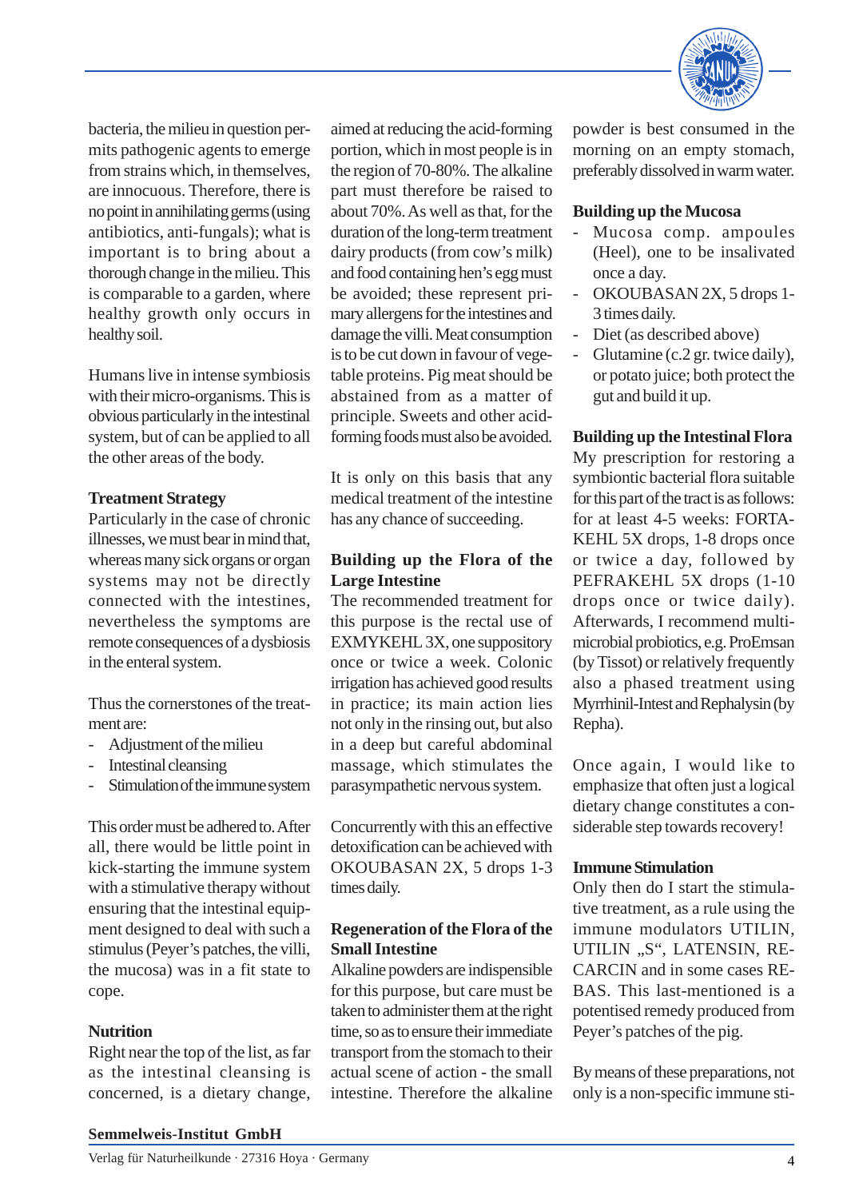bacteria, the milieu in question permits pathogenic agents to emerge from strains which, in themselves, are innocuous. Therefore, there is no point in annihilating germs (using antibiotics, anti-fungals); what is important is to bring about a thorough change in the milieu. This is comparable to a garden, where healthy growth only occurs in healthy soil.

Humans live in intense symbiosis with their micro-organisms. This is obvious particularly in the intestinal system, but of can be applied to all the other areas of the body.

**Treatment Strategy**

Particularly in the case of chronic illnesses, we must bear in mind that, whereas many sick organs or organ systems may not be directly connected with the intestines, nevertheless the symptoms are remote consequences of a dysbiosis in the enteral system.

Thus the cornerstones of the treatment are:

- Adjustment of the milieu
- Intestinal cleansing
- Stimulation of the immune system

This order must be adhered to. After all, there would be little point in kick-starting the immune system with a stimulative therapy without ensuring that the intestinal equipment designed to deal with such a stimulus (Peyer's patches, the villi, the mucosa) was in a fit state to cope.

**Nutrition**

Right near the top of the list, as far as the intestinal cleansing is concerned, is a dietary change, aimed at reducing the acid-forming portion, which in most people is in the region of 70-80%. The alkaline part must therefore be raised to about 70%. As well as that, for the duration of the long-term treatment dairy products (from cow's milk) and food containing hen's egg must be avoided; these represent primary allergens for the intestines and damage the villi. Meat consumption is to be cut down in favour of vegetable proteins. Pig meat should be abstained from as a matter of principle. Sweets and other acid-forming foods must also be avoided.

It is only on this basis that any medical treatment of the intestine has any chance of succeeding.

**Building up the Flora of the Large Intestine**

The recommended treatment for this purpose is the rectal use of EXMYKEHL 3X, one suppository once or twice a week. Colonic irrigation has achieved good results in practice; its main action lies not only in the rinsing out, but also in a deep but careful abdominal massage, which stimulates the parasympathetic nervous system.

Concurrently with this an effective detoxification can be achieved with OKOUBASAN 2X, 5 drops 1-3 times daily.

**Regeneration of the Flora of the Small Intestine**

Alkaline powders are indispensible for this purpose, but care must be taken to administer them at the right time, so as to ensure their immediate transport from the stomach to their actual scene of action - the small intestine. Therefore the alkaline powder is best consumed in the morning on an empty stomach, preferably dissolved in warm water.

**Building up the Mucosa**

- Mucosa comp. ampoules (Heel), one to be insalivated once a day.
- OKOUBASAN 2X, 5 drops 1-3 times daily.
- Diet (as described above)
- Glutamine (c.2 gr. twice daily), or potato juice; both protect the gut and build it up.

**Building up the Intestinal Flora**

My prescription for restoring a symbiontic bacterial flora suitable for this part of the tract is as follows: for at least 4-5 weeks: FORTAKEHL 5X drops, 1-8 drops once or twice a day, followed by PEFRAKEHL 5X drops (1-10 drops once or twice daily). Afterwards, I recommend multi-microbial probiotics, e.g. ProEmsan (by Tissot) or relatively frequently also a phased treatment using Myrrhinil-Intest and Rephalysin (by Repha).

Once again, I would like to emphasize that often just a logical dietary change constitutes a considerable step towards recovery!

**Immune Stimulation**

Only then do I start the stimulative treatment, as a rule using the immune modulators UTILIN, UTILIN „S", LATENSIN, RECARCIN and in some cases REBAS. This last-mentioned is a potentised remedy produced from Peyer's patches of the pig.

By means of these preparations, not only is a non-specific immune sti-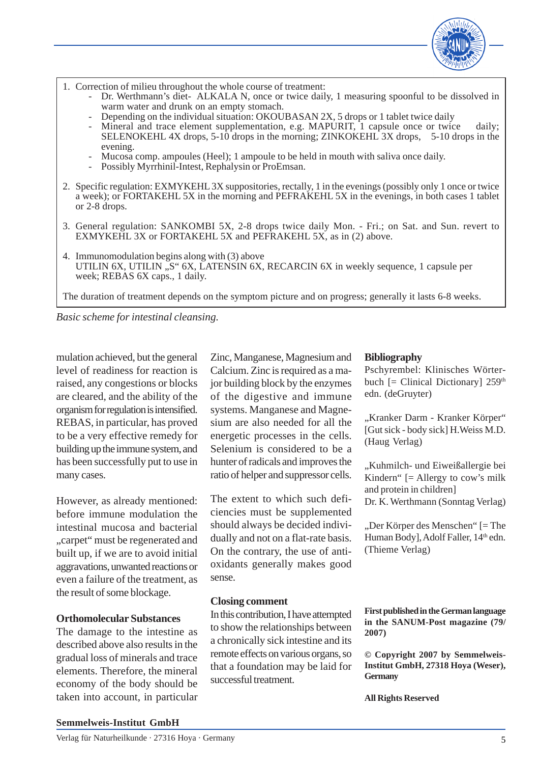1. Correction of milieu throughout the whole course of treatment:
   - Dr. Werthmann's diet- ALKALA N, once or twice daily, 1 measuring spoonful to be dissolved in warm water and drunk on an empty stomach.
   - Depending on the individual situation: OKOUBASAN 2X, 5 drops or 1 tablet twice daily
   - Mineral and trace element supplementation, e.g. MAPURIT, 1 capsule once or twice daily; SELENOKEHL 4X drops, 5-10 drops in the morning; ZINKOKEHL 3X drops, 5-10 drops in the evening.
   - Mucosa comp. ampoules (Heel); 1 ampoule to be held in mouth with saliva once daily.
   - Possibly Myrrhinil-Intest, Rephalysin or ProEmsan.

2. Specific regulation: EXMYKEHL 3X suppositories, rectally, 1 in the evenings (possibly only 1 once or twice a week); or FORTAKEHL 5X in the morning and PEFRAKEHL 5X in the evenings, in both cases 1 tablet or 2-8 drops.

3. General regulation: SANKOMBI 5X, 2-8 drops twice daily Mon. - Fri.; on Sat. and Sun. revert to EXMYKEHL 3X or FORTAKEHL 5X and PEFRAKEHL 5X, as in (2) above.

4. Immunomodulation begins along with (3) above
   UTILIN 6X, UTILIN „S“ 6X, LATENSIN 6X, RECARCIN 6X in weekly sequence, 1 capsule per week; REBAS 6X caps., 1 daily.

The duration of treatment depends on the symptom picture and on progress; generally it lasts 6-8 weeks.

*Basic scheme for intestinal cleansing.*

mulation achieved, but the general level of readiness for reaction is raised, any congestions or blocks are cleared, and the ability of the organism for regulation is intensified. REBAS, in particular, has proved to be a very effective remedy for building up the immune system, and has been successfully put to use in many cases.

However, as already mentioned: before immune modulation the intestinal mucosa and bacterial „carpet“ must be regenerated and built up, if we are to avoid initial aggravations, unwanted reactions or even a failure of the treatment, as the result of some blockage.

### Orthomolecular Substances

The damage to the intestine as described above also results in the gradual loss of minerals and trace elements. Therefore, the mineral economy of the body should be taken into account, in particular Zinc, Manganese, Magnesium and Calcium. Zinc is required as a major building block by the enzymes of the digestive and immune systems. Manganese and Magnesium are also needed for all the energetic processes in the cells. Selenium is considered to be a hunter of radicals and improves the ratio of helper and suppressor cells.

The extent to which such deficiencies must be supplemented should always be decided individually and not on a flat-rate basis. On the contrary, the use of antioxidants generally makes good sense.

### Closing comment

In this contribution, I have attempted to show the relationships between a chronically sick intestine and its remote effects on various organs, so that a foundation may be laid for successful treatment.

### Bibliography

Pschyrembel: Klinisches Wörterbuch [= Clinical Dictionary] 259th edn. (deGruyter)

„Kranker Darm - Kranker Körper“ [Gut sick - body sick] H.Weiss M.D. (Haug Verlag)

„Kuhmilch- und Eiweißallergie bei Kindern“ [= Allergy to cow's milk and protein in children]
Dr. K. Werthmann (Sonntag Verlag)

„Der Körper des Menschen“ [= The Human Body], Adolf Faller, 14th edn. (Thieme Verlag)

**First published in the German language in the SANUM-Post magazine (79/2007)**

**© Copyright 2007 by Semmelweis-Institut GmbH, 27318 Hoya (Weser), Germany**

**All Rights Reserved**